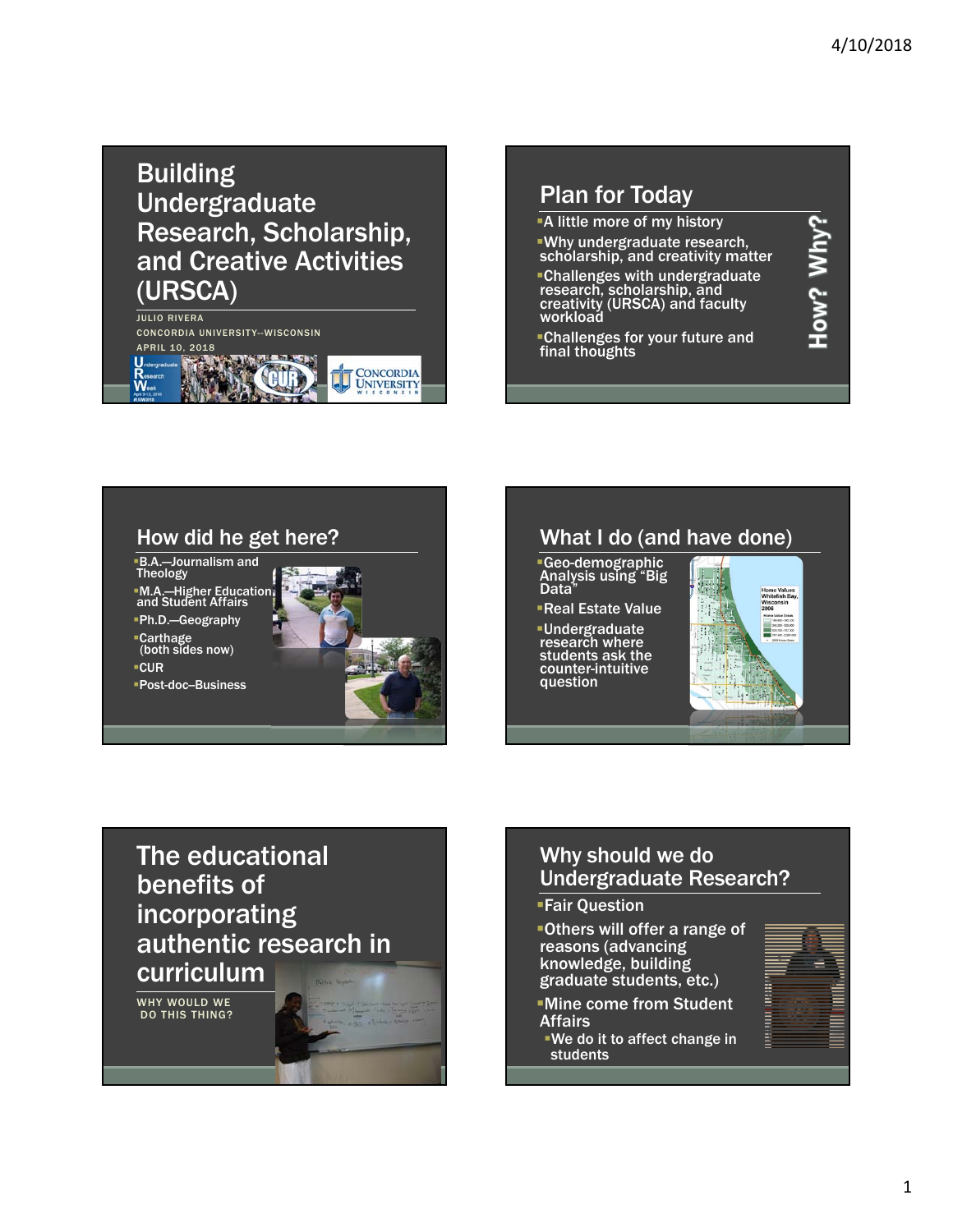# Building Undergraduate Research, Scholarship, and Creative Activities (URSCA)

JULIO RIVERA

CONCORDIA UNIVERSITY--WISCONSIN

APRIL 10, 2018

## Plan for Today

- A little more of my history
- Why undergraduate research, scholarship, and creativity matter
- Challenges with undergraduate research, scholarship, and creativity (URSCA) and faculty workload
- Challenges for your future and final thoughts

How? Why?

## How did he get here?

- B.A.—Journalism and Theology
- M.A.—Higher Education and Student Affairs
- Ph.D.—Geography
- Carthage (both sides now)
- CUR
- Post-doc–Business

## What I do (and have done)

- Geo-demographic Analysis using "Big Data"
- Real Estate Value
- Undergraduate research where students ask the counter-intuitive question

# The educational benefits of incorporating authentic research in curriculum

WHY WOULD WE DO THIS THING?

## Why should we do Undergraduate Research?

- Fair Question
- Others will offer a range of reasons (advancing knowledge, building graduate students, etc.)
- Mine come from Student Affairs
  - We do it to affect change in students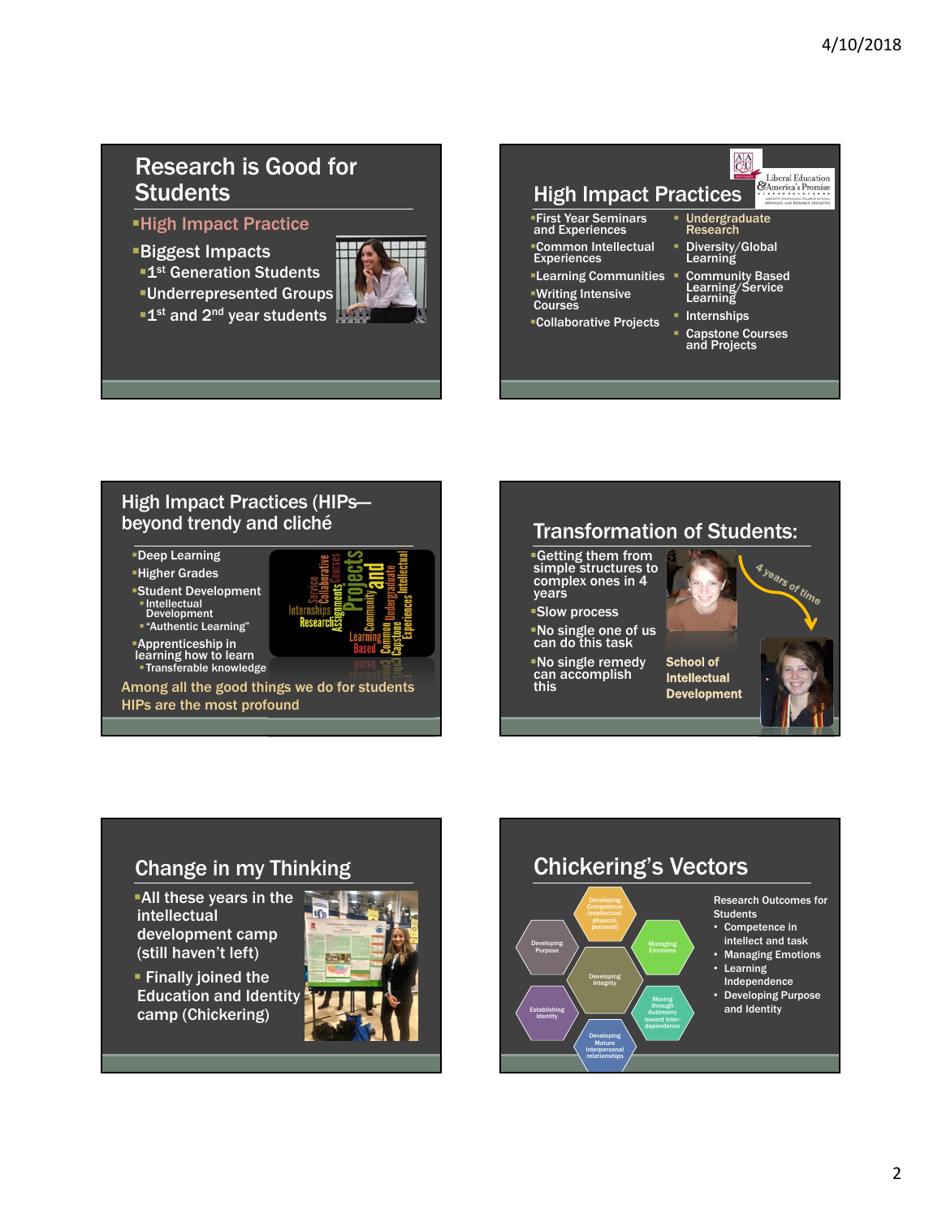## Research is Good for Students

- High Impact Practice
- Biggest Impacts
  - 1st Generation Students
  - Underrepresented Groups
  - 1st and 2nd year students

## High Impact Practices

Liberal Education & America's Promise

- First Year Seminars and Experiences
- Common Intellectual Experiences
- Learning Communities
- Writing Intensive Courses
- Collaborative Projects
- Undergraduate Research
- Diversity/Global Learning
- Community Based Learning/Service Learning
- Internships
- Capstone Courses and Projects

## High Impact Practices (HIPs—beyond trendy and cliché

- Deep Learning
- Higher Grades
- Student Development
  - Intellectual Development
  - "Authentic Learning"
- Apprenticeship in learning how to learn
  - Transferable knowledge

Among all the good things we do for students HIPs are the most profound

## Transformation of Students:

- Getting them from simple structures to complex ones in 4 years
- Slow process
- No single one of us can do this task
- No single remedy can accomplish this

4 years of time

School of Intellectual Development

## Change in my Thinking

- All these years in the intellectual development camp (still haven't left)
- Finally joined the Education and Identity camp (Chickering)

## Chickering's Vectors

Developing Competence (intellectual, physical, personal); Managing Emotions; Moving through Autonomy toward Interdependence; Developing Mature Interpersonal relationships; Establishing Identity; Developing Purpose; Developing Integrity

Research Outcomes for Students

- Competence in intellect and task
- Managing Emotions
- Learning Independence
- Developing Purpose and Identity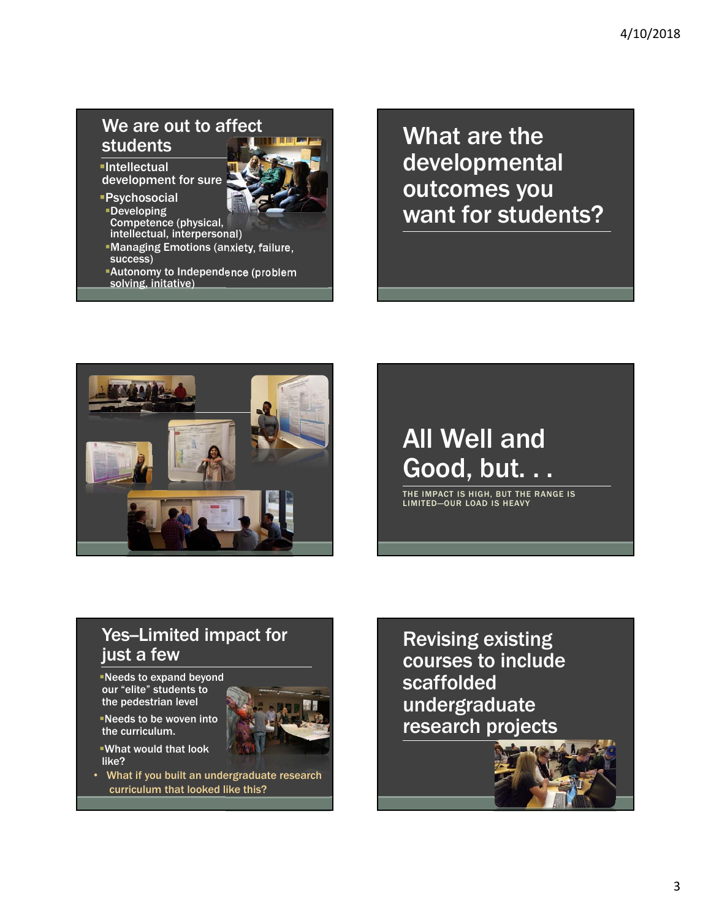## We are out to affect students

- Intellectual development for sure
- Psychosocial
  - Developing Competence (physical, intellectual, interpersonal)
  - Managing Emotions (anxiety, failure, success)
  - Autonomy to Independence (problem solving, initative)

## What are the developmental outcomes you want for students?

## All Well and Good, but. . .

THE IMPACT IS HIGH, BUT THE RANGE IS LIMITED—OUR LOAD IS HEAVY

## Yes–Limited impact for just a few

- Needs to expand beyond our "elite" students to the pedestrian level
- Needs to be woven into the curriculum.
- What would that look like?
- What if you built an undergraduate research curriculum that looked like this?

## Revising existing courses to include scaffolded undergraduate research projects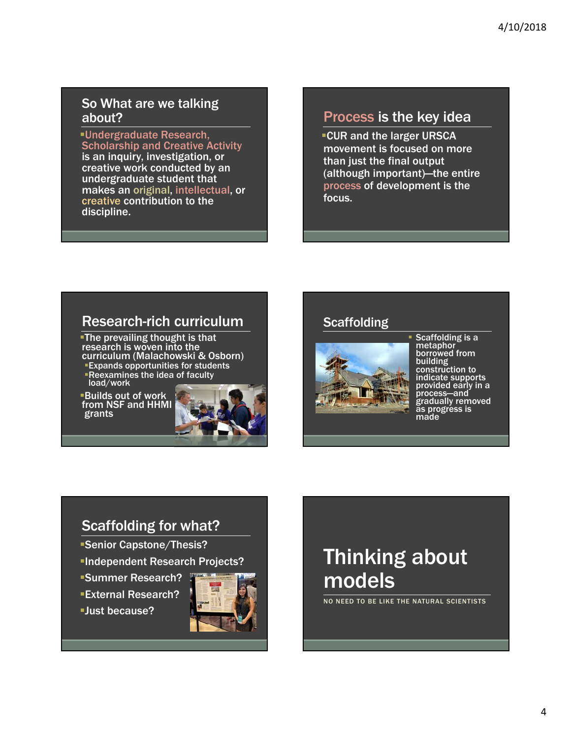## So What are we talking about?

- Undergraduate Research, Scholarship and Creative Activity is an inquiry, investigation, or creative work conducted by an undergraduate student that makes an original, intellectual, or creative contribution to the discipline.

## Process is the key idea

- CUR and the larger URSCA movement is focused on more than just the final output (although important)—the entire process of development is the focus.

## Research-rich curriculum

- The prevailing thought is that research is woven into the curriculum (Malachowski & Osborn)
  - Expands opportunities for students
  - Reexamines the idea of faculty load/work
- Builds out of work from NSF and HHMI grants

## Scaffolding

- Scaffolding is a metaphor borrowed from building construction to indicate supports provided early in a process—and gradually removed as progress is made

## Scaffolding for what?

- Senior Capstone/Thesis?
- Independent Research Projects?
- Summer Research?
- External Research?
- Just because?

# Thinking about models

NO NEED TO BE LIKE THE NATURAL SCIENTISTS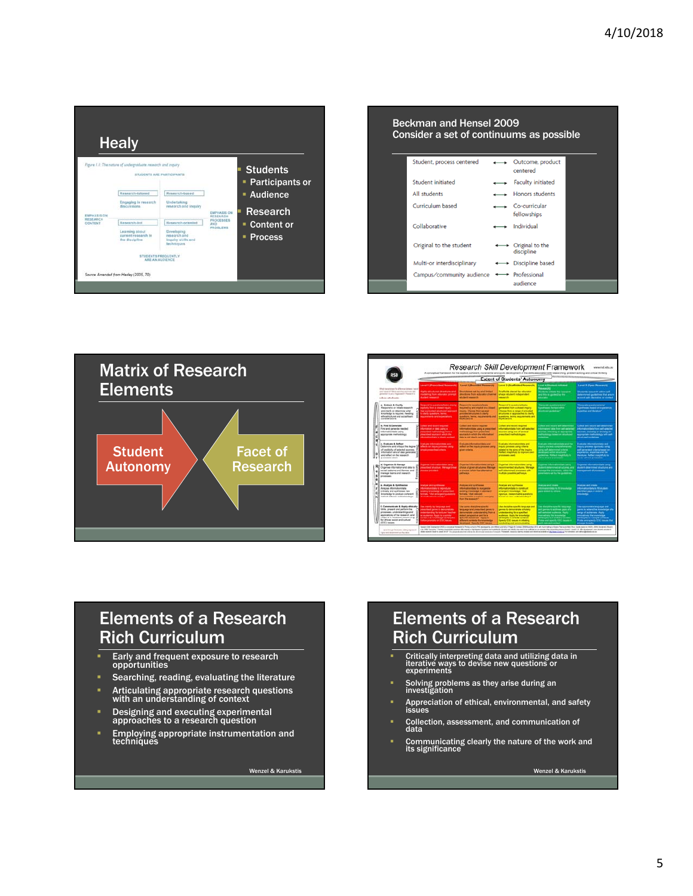## Healy

*Figure 1.1: The nature of undergraduate research and inquiry*

STUDENTS ARE PARTICIPANTS

| | Research-tutored | Research-based |
|---|---|---|
| | Engaging in research discussions | Undertaking research and inquiry |
| EMPHASIS ON RESEARCH CONTENT | Research-led | Research-oriented | EMPHASIS ON RESEARCH PROCESSES AND PROBLEMS |
| | Learning about current research in the discipline | Developing research and inquiry skills and techniques |

STUDENTS FREQUENTLY ARE AN AUDIENCE

Source: Amended from Healey (2005, 70)

- Students
  - Participants or
  - Audience
- Research
  - Content or
  - Process

## Beckman and Hensel 2009
## Consider a set of continuums as possible

| | | |
|---|---|---|
| Student, process centered | ⟷ | Outcome, product centered |
| Student initiated | ⟷ | Faculty initiated |
| All students | ⟷ | Honors students |
| Curriculum based | ⟷ | Co-curricular fellowships |
| Collaborative | ⟷ | Individual |
| Original to the student | ⟷ | Original to the discipline |
| Multi-or interdisciplinary | ⟷ | Discipline based |
| Campus/community audience | ⟷ | Professional audience |

## Matrix of Research Elements

Student Autonomy

Facet of Research

## Research Skill Development Framework

Extent of Students' Autonomy

## Elements of a Research Rich Curriculum

- Early and frequent exposure to research opportunities
- Searching, reading, evaluating the literature
- Articulating appropriate research questions with an understanding of context
- Designing and executing experimental approaches to a research question
- Employing appropriate instrumentation and techniques

Wenzel & Karukstis

## Elements of a Research Rich Curriculum

- Critically interpreting data and utilizing data in iterative ways to devise new questions or experiments
- Solving problems as they arise during an investigation
- Appreciation of ethical, environmental, and safety issues
- Collection, assessment, and communication of data
- Communicating clearly the nature of the work and its significance

Wenzel & Karukstis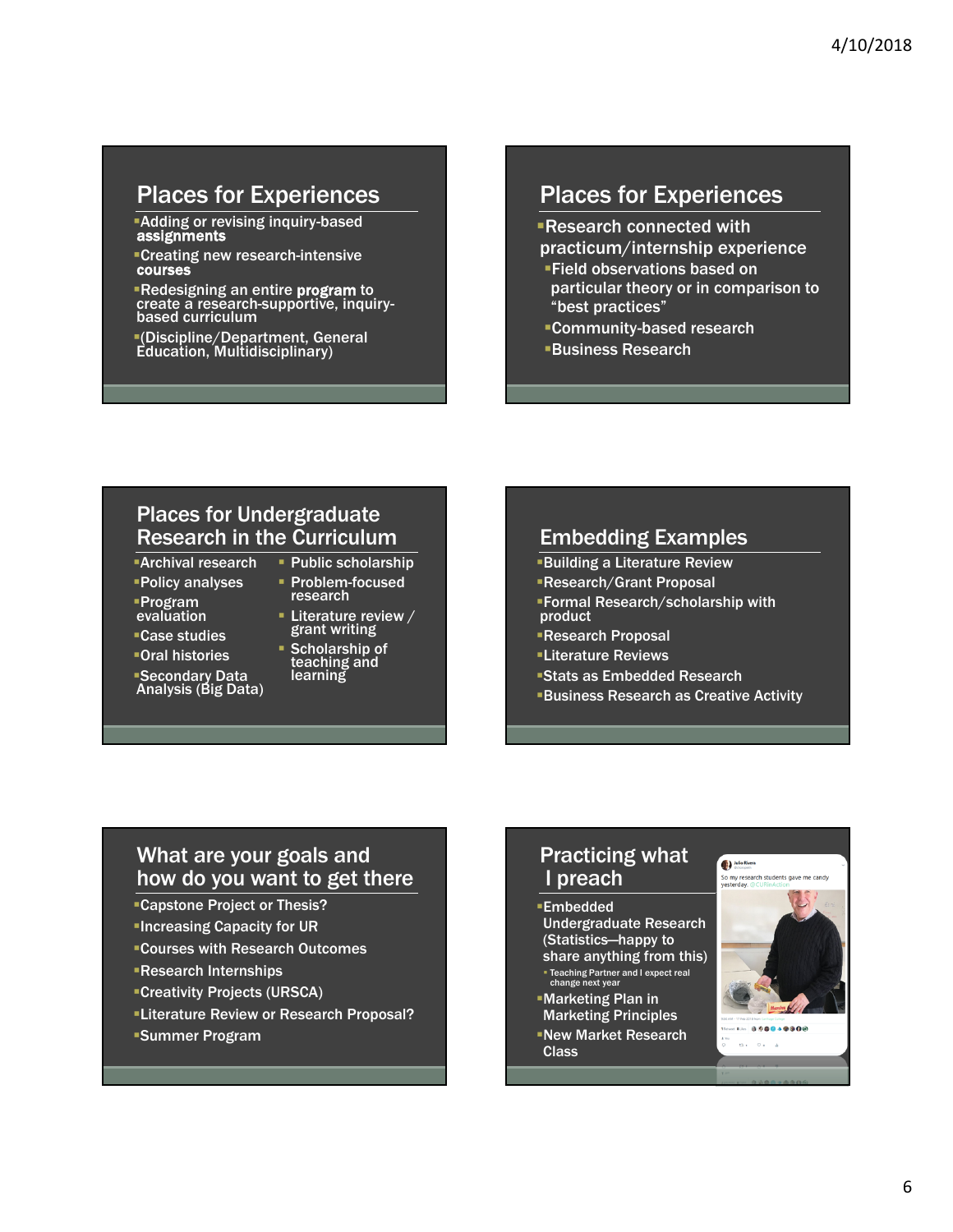## Places for Experiences

- Adding or revising inquiry-based **assignments**
- Creating new research-intensive **courses**
- Redesigning an entire **program** to create a research-supportive, inquiry-based curriculum
- (Discipline/Department, General Education, Multidisciplinary)

## Places for Experiences

- Research connected with practicum/internship experience
  - Field observations based on particular theory or in comparison to "best practices"
  - Community-based research
  - Business Research

## Places for Undergraduate Research in the Curriculum

- Archival research
- Policy analyses
- Program evaluation
- Case studies
- Oral histories
- Secondary Data Analysis (Big Data)
- Public scholarship
- Problem-focused research
- Literature review / grant writing
- Scholarship of teaching and learning

## Embedding Examples

- Building a Literature Review
- Research/Grant Proposal
- Formal Research/scholarship with product
- Research Proposal
- Literature Reviews
- Stats as Embedded Research
- Business Research as Creative Activity

## What are your goals and how do you want to get there

- Capstone Project or Thesis?
- Increasing Capacity for UR
- Courses with Research Outcomes
- Research Internships
- Creativity Projects (URSCA)
- Literature Review or Research Proposal?
- Summer Program

## Practicing what I preach

- Embedded Undergraduate Research (Statistics—happy to share anything from this)
  - Teaching Partner and I expect real change next year
- Marketing Plan in Marketing Principles
- New Market Research Class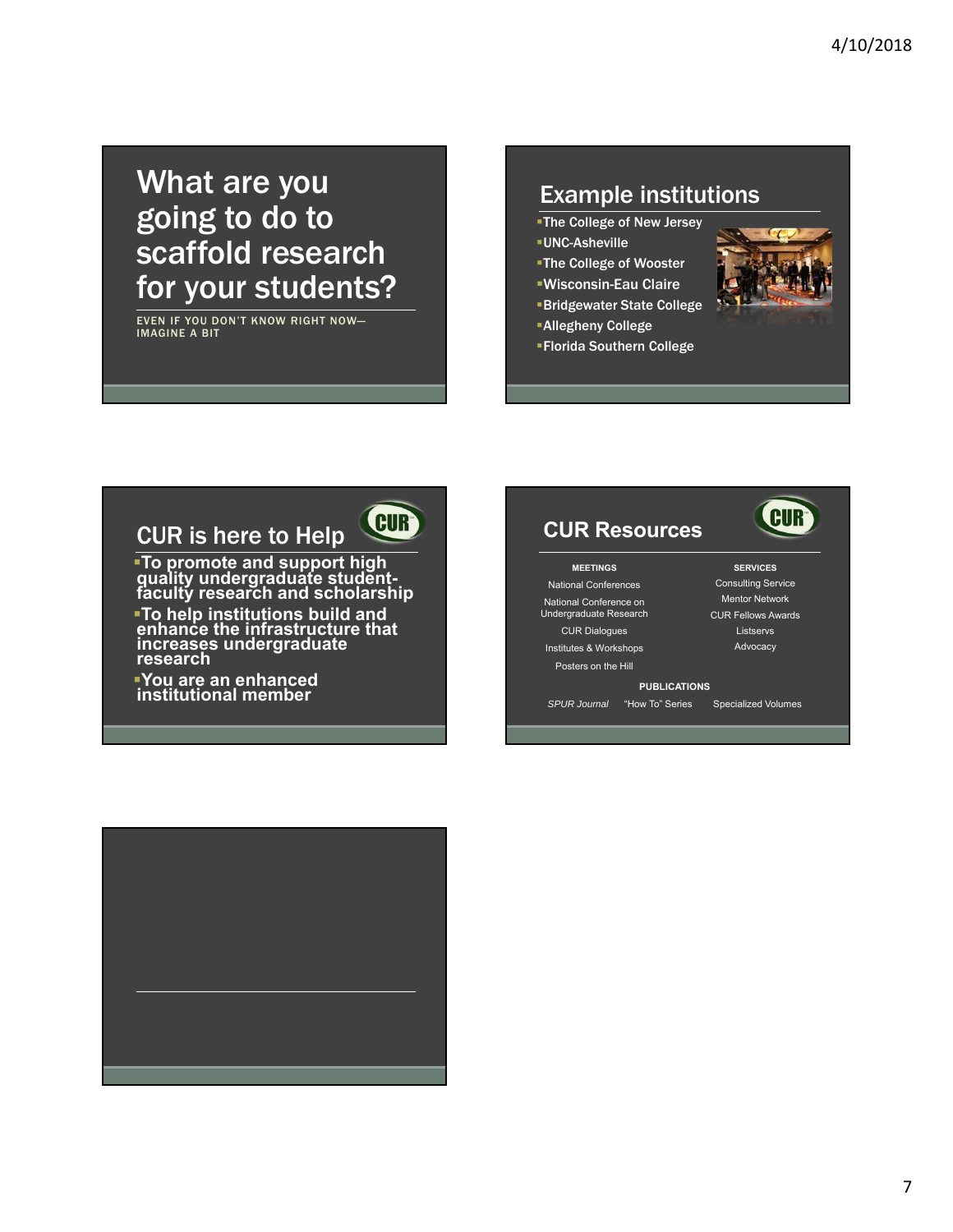## What are you going to do to scaffold research for your students?

EVEN IF YOU DON'T KNOW RIGHT NOW—IMAGINE A BIT

## Example institutions

- The College of New Jersey
- UNC-Asheville
- The College of Wooster
- Wisconsin-Eau Claire
- Bridgewater State College
- Allegheny College
- Florida Southern College

## CUR is here to Help

- To promote and support high quality undergraduate student-faculty research and scholarship
- To help institutions build and enhance the infrastructure that increases undergraduate research
- You are an enhanced institutional member

## CUR Resources

**MEETINGS**

- National Conferences
- National Conference on Undergraduate Research
- CUR Dialogues
- Institutes & Workshops
- Posters on the Hill

**SERVICES**

- Consulting Service
- Mentor Network
- CUR Fellows Awards
- Listservs
- Advocacy

**PUBLICATIONS**

- *SPUR Journal*
- "How To" Series
- Specialized Volumes